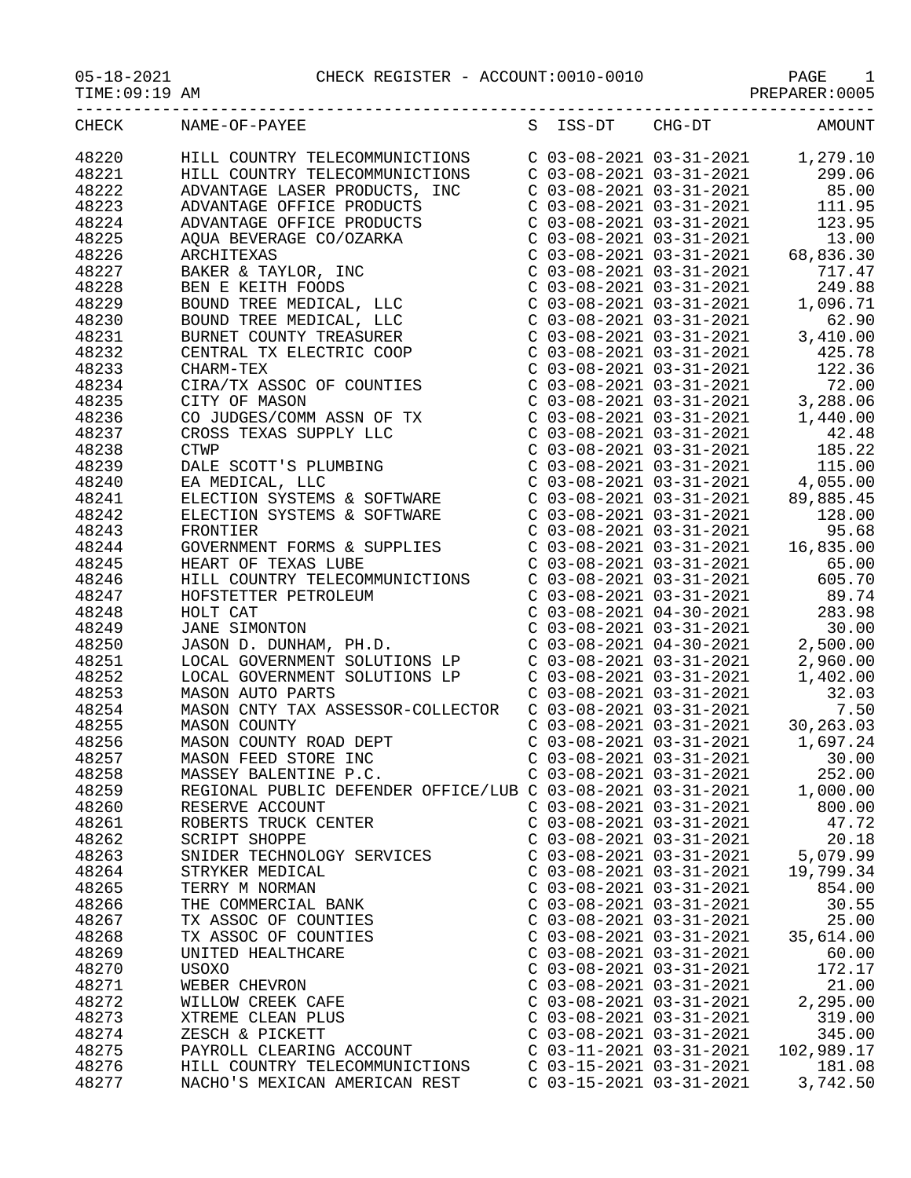05-18-2021 CHECK REGISTER - ACCOUNT:0010-0010 PAGE 1
TIME:09:19 AM PREPARER:0005

| CHECK | NAME-OF-PAYEE | S | ISS-DT | CHG-DT | AMOUNT |
|---|---|---|---|---|---|
| 48220 | HILL COUNTRY TELECOMMUNICTIONS | C | 03-08-2021 | 03-31-2021 | 1,279.10 |
| 48221 | HILL COUNTRY TELECOMMUNICTIONS | C | 03-08-2021 | 03-31-2021 | 299.06 |
| 48222 | ADVANTAGE LASER PRODUCTS, INC | C | 03-08-2021 | 03-31-2021 | 85.00 |
| 48223 | ADVANTAGE OFFICE PRODUCTS | C | 03-08-2021 | 03-31-2021 | 111.95 |
| 48224 | ADVANTAGE OFFICE PRODUCTS | C | 03-08-2021 | 03-31-2021 | 123.95 |
| 48225 | AQUA BEVERAGE CO/OZARKA | C | 03-08-2021 | 03-31-2021 | 13.00 |
| 48226 | ARCHITEXAS | C | 03-08-2021 | 03-31-2021 | 68,836.30 |
| 48227 | BAKER & TAYLOR, INC | C | 03-08-2021 | 03-31-2021 | 717.47 |
| 48228 | BEN E KEITH FOODS | C | 03-08-2021 | 03-31-2021 | 249.88 |
| 48229 | BOUND TREE MEDICAL, LLC | C | 03-08-2021 | 03-31-2021 | 1,096.71 |
| 48230 | BOUND TREE MEDICAL, LLC | C | 03-08-2021 | 03-31-2021 | 62.90 |
| 48231 | BURNET COUNTY TREASURER | C | 03-08-2021 | 03-31-2021 | 3,410.00 |
| 48232 | CENTRAL TX ELECTRIC COOP | C | 03-08-2021 | 03-31-2021 | 425.78 |
| 48233 | CHARM-TEX | C | 03-08-2021 | 03-31-2021 | 122.36 |
| 48234 | CIRA/TX ASSOC OF COUNTIES | C | 03-08-2021 | 03-31-2021 | 72.00 |
| 48235 | CITY OF MASON | C | 03-08-2021 | 03-31-2021 | 3,288.06 |
| 48236 | CO JUDGES/COMM ASSN OF TX | C | 03-08-2021 | 03-31-2021 | 1,440.00 |
| 48237 | CROSS TEXAS SUPPLY LLC | C | 03-08-2021 | 03-31-2021 | 42.48 |
| 48238 | CTWP | C | 03-08-2021 | 03-31-2021 | 185.22 |
| 48239 | DALE SCOTT'S PLUMBING | C | 03-08-2021 | 03-31-2021 | 115.00 |
| 48240 | EA MEDICAL, LLC | C | 03-08-2021 | 03-31-2021 | 4,055.00 |
| 48241 | ELECTION SYSTEMS & SOFTWARE | C | 03-08-2021 | 03-31-2021 | 89,885.45 |
| 48242 | ELECTION SYSTEMS & SOFTWARE | C | 03-08-2021 | 03-31-2021 | 128.00 |
| 48243 | FRONTIER | C | 03-08-2021 | 03-31-2021 | 95.68 |
| 48244 | GOVERNMENT FORMS & SUPPLIES | C | 03-08-2021 | 03-31-2021 | 16,835.00 |
| 48245 | HEART OF TEXAS LUBE | C | 03-08-2021 | 03-31-2021 | 65.00 |
| 48246 | HILL COUNTRY TELECOMMUNICTIONS | C | 03-08-2021 | 03-31-2021 | 605.70 |
| 48247 | HOFSTETTER PETROLEUM | C | 03-08-2021 | 03-31-2021 | 89.74 |
| 48248 | HOLT CAT | C | 03-08-2021 | 04-30-2021 | 283.98 |
| 48249 | JANE SIMONTON | C | 03-08-2021 | 03-31-2021 | 30.00 |
| 48250 | JASON D. DUNHAM, PH.D. | C | 03-08-2021 | 04-30-2021 | 2,500.00 |
| 48251 | LOCAL GOVERNMENT SOLUTIONS LP | C | 03-08-2021 | 03-31-2021 | 2,960.00 |
| 48252 | LOCAL GOVERNMENT SOLUTIONS LP | C | 03-08-2021 | 03-31-2021 | 1,402.00 |
| 48253 | MASON AUTO PARTS | C | 03-08-2021 | 03-31-2021 | 32.03 |
| 48254 | MASON CNTY TAX ASSESSOR-COLLECTOR | C | 03-08-2021 | 03-31-2021 | 7.50 |
| 48255 | MASON COUNTY | C | 03-08-2021 | 03-31-2021 | 30,263.03 |
| 48256 | MASON COUNTY ROAD DEPT | C | 03-08-2021 | 03-31-2021 | 1,697.24 |
| 48257 | MASON FEED STORE INC | C | 03-08-2021 | 03-31-2021 | 30.00 |
| 48258 | MASSEY BALENTINE P.C. | C | 03-08-2021 | 03-31-2021 | 252.00 |
| 48259 | REGIONAL PUBLIC DEFENDER OFFICE/LUB | C | 03-08-2021 | 03-31-2021 | 1,000.00 |
| 48260 | RESERVE ACCOUNT | C | 03-08-2021 | 03-31-2021 | 800.00 |
| 48261 | ROBERTS TRUCK CENTER | C | 03-08-2021 | 03-31-2021 | 47.72 |
| 48262 | SCRIPT SHOPPE | C | 03-08-2021 | 03-31-2021 | 20.18 |
| 48263 | SNIDER TECHNOLOGY SERVICES | C | 03-08-2021 | 03-31-2021 | 5,079.99 |
| 48264 | STRYKER MEDICAL | C | 03-08-2021 | 03-31-2021 | 19,799.34 |
| 48265 | TERRY M NORMAN | C | 03-08-2021 | 03-31-2021 | 854.00 |
| 48266 | THE COMMERCIAL BANK | C | 03-08-2021 | 03-31-2021 | 30.55 |
| 48267 | TX ASSOC OF COUNTIES | C | 03-08-2021 | 03-31-2021 | 25.00 |
| 48268 | TX ASSOC OF COUNTIES | C | 03-08-2021 | 03-31-2021 | 35,614.00 |
| 48269 | UNITED HEALTHCARE | C | 03-08-2021 | 03-31-2021 | 60.00 |
| 48270 | USOXO | C | 03-08-2021 | 03-31-2021 | 172.17 |
| 48271 | WEBER CHEVRON | C | 03-08-2021 | 03-31-2021 | 21.00 |
| 48272 | WILLOW CREEK CAFE | C | 03-08-2021 | 03-31-2021 | 2,295.00 |
| 48273 | XTREME CLEAN PLUS | C | 03-08-2021 | 03-31-2021 | 319.00 |
| 48274 | ZESCH & PICKETT | C | 03-08-2021 | 03-31-2021 | 345.00 |
| 48275 | PAYROLL CLEARING ACCOUNT | C | 03-11-2021 | 03-31-2021 | 102,989.17 |
| 48276 | HILL COUNTRY TELECOMMUNICTIONS | C | 03-15-2021 | 03-31-2021 | 181.08 |
| 48277 | NACHO'S MEXICAN AMERICAN REST | C | 03-15-2021 | 03-31-2021 | 3,742.50 |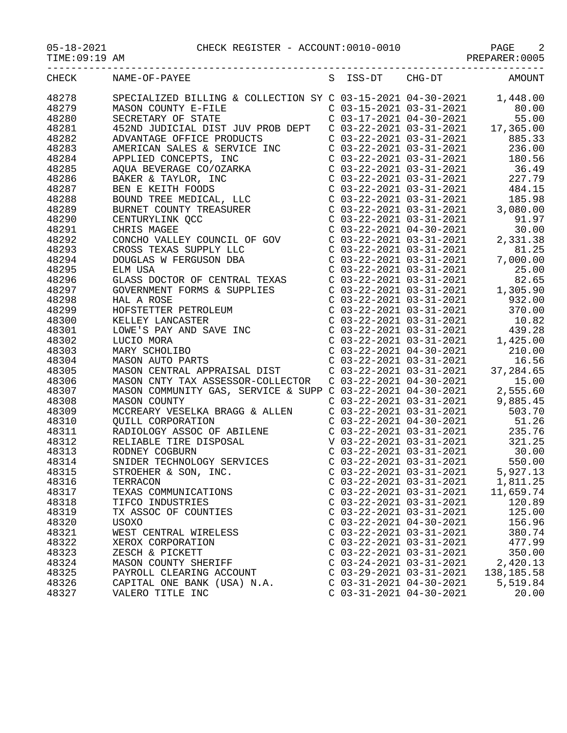CHECK REGISTER - ACCOUNT:0010-0010

05-18-2021
TIME:09:19 AM
PREPARER:0005

| CHECK | NAME-OF-PAYEE | S | ISS-DT | CHG-DT | AMOUNT |
|---|---|---|---|---|---|
| 48278 | SPECIALIZED BILLING & COLLECTION SY | C | 03-15-2021 | 04-30-2021 | 1,448.00 |
| 48279 | MASON COUNTY E-FILE | C | 03-15-2021 | 03-31-2021 | 80.00 |
| 48280 | SECRETARY OF STATE | C | 03-17-2021 | 04-30-2021 | 55.00 |
| 48281 | 452ND JUDICIAL DIST JUV PROB DEPT | C | 03-22-2021 | 03-31-2021 | 17,365.00 |
| 48282 | ADVANTAGE OFFICE PRODUCTS | C | 03-22-2021 | 03-31-2021 | 885.33 |
| 48283 | AMERICAN SALES & SERVICE INC | C | 03-22-2021 | 03-31-2021 | 236.00 |
| 48284 | APPLIED CONCEPTS, INC | C | 03-22-2021 | 03-31-2021 | 180.56 |
| 48285 | AQUA BEVERAGE CO/OZARKA | C | 03-22-2021 | 03-31-2021 | 36.49 |
| 48286 | BAKER & TAYLOR, INC | C | 03-22-2021 | 03-31-2021 | 227.79 |
| 48287 | BEN E KEITH FOODS | C | 03-22-2021 | 03-31-2021 | 484.15 |
| 48288 | BOUND TREE MEDICAL, LLC | C | 03-22-2021 | 03-31-2021 | 185.98 |
| 48289 | BURNET COUNTY TREASURER | C | 03-22-2021 | 03-31-2021 | 3,080.00 |
| 48290 | CENTURYLINK QCC | C | 03-22-2021 | 03-31-2021 | 91.97 |
| 48291 | CHRIS MAGEE | C | 03-22-2021 | 04-30-2021 | 30.00 |
| 48292 | CONCHO VALLEY COUNCIL OF GOV | C | 03-22-2021 | 03-31-2021 | 2,331.38 |
| 48293 | CROSS TEXAS SUPPLY LLC | C | 03-22-2021 | 03-31-2021 | 81.25 |
| 48294 | DOUGLAS W FERGUSON DBA | C | 03-22-2021 | 03-31-2021 | 7,000.00 |
| 48295 | ELM USA | C | 03-22-2021 | 03-31-2021 | 25.00 |
| 48296 | GLASS DOCTOR OF CENTRAL TEXAS | C | 03-22-2021 | 03-31-2021 | 82.65 |
| 48297 | GOVERNMENT FORMS & SUPPLIES | C | 03-22-2021 | 03-31-2021 | 1,305.90 |
| 48298 | HAL A ROSE | C | 03-22-2021 | 03-31-2021 | 932.00 |
| 48299 | HOFSTETTER PETROLEUM | C | 03-22-2021 | 03-31-2021 | 370.00 |
| 48300 | KELLEY LANCASTER | C | 03-22-2021 | 03-31-2021 | 10.82 |
| 48301 | LOWE'S PAY AND SAVE INC | C | 03-22-2021 | 03-31-2021 | 439.28 |
| 48302 | LUCIO MORA | C | 03-22-2021 | 03-31-2021 | 1,425.00 |
| 48303 | MARY SCHOLIBO | C | 03-22-2021 | 04-30-2021 | 210.00 |
| 48304 | MASON AUTO PARTS | C | 03-22-2021 | 03-31-2021 | 16.56 |
| 48305 | MASON CENTRAL APPRAISAL DIST | C | 03-22-2021 | 03-31-2021 | 37,284.65 |
| 48306 | MASON CNTY TAX ASSESSOR-COLLECTOR | C | 03-22-2021 | 04-30-2021 | 15.00 |
| 48307 | MASON COMMUNITY GAS, SERVICE & SUPP | C | 03-22-2021 | 04-30-2021 | 2,555.60 |
| 48308 | MASON COUNTY | C | 03-22-2021 | 03-31-2021 | 9,885.45 |
| 48309 | MCCREARY VESELKA BRAGG & ALLEN | C | 03-22-2021 | 03-31-2021 | 503.70 |
| 48310 | QUILL CORPORATION | C | 03-22-2021 | 04-30-2021 | 51.26 |
| 48311 | RADIOLOGY ASSOC OF ABILENE | C | 03-22-2021 | 03-31-2021 | 235.76 |
| 48312 | RELIABLE TIRE DISPOSAL | V | 03-22-2021 | 03-31-2021 | 321.25 |
| 48313 | RODNEY COGBURN | C | 03-22-2021 | 03-31-2021 | 30.00 |
| 48314 | SNIDER TECHNOLOGY SERVICES | C | 03-22-2021 | 03-31-2021 | 550.00 |
| 48315 | STROEHER & SON, INC. | C | 03-22-2021 | 03-31-2021 | 5,927.13 |
| 48316 | TERRACON | C | 03-22-2021 | 03-31-2021 | 1,811.25 |
| 48317 | TEXAS COMMUNICATIONS | C | 03-22-2021 | 03-31-2021 | 11,659.74 |
| 48318 | TIFCO INDUSTRIES | C | 03-22-2021 | 03-31-2021 | 120.89 |
| 48319 | TX ASSOC OF COUNTIES | C | 03-22-2021 | 03-31-2021 | 125.00 |
| 48320 | USOXO | C | 03-22-2021 | 04-30-2021 | 156.96 |
| 48321 | WEST CENTRAL WIRELESS | C | 03-22-2021 | 03-31-2021 | 380.74 |
| 48322 | XEROX CORPORATION | C | 03-22-2021 | 03-31-2021 | 477.99 |
| 48323 | ZESCH & PICKETT | C | 03-22-2021 | 03-31-2021 | 350.00 |
| 48324 | MASON COUNTY SHERIFF | C | 03-24-2021 | 03-31-2021 | 2,420.13 |
| 48325 | PAYROLL CLEARING ACCOUNT | C | 03-29-2021 | 03-31-2021 | 138,185.58 |
| 48326 | CAPITAL ONE BANK (USA) N.A. | C | 03-31-2021 | 04-30-2021 | 5,519.84 |
| 48327 | VALERO TITLE INC | C | 03-31-2021 | 04-30-2021 | 20.00 |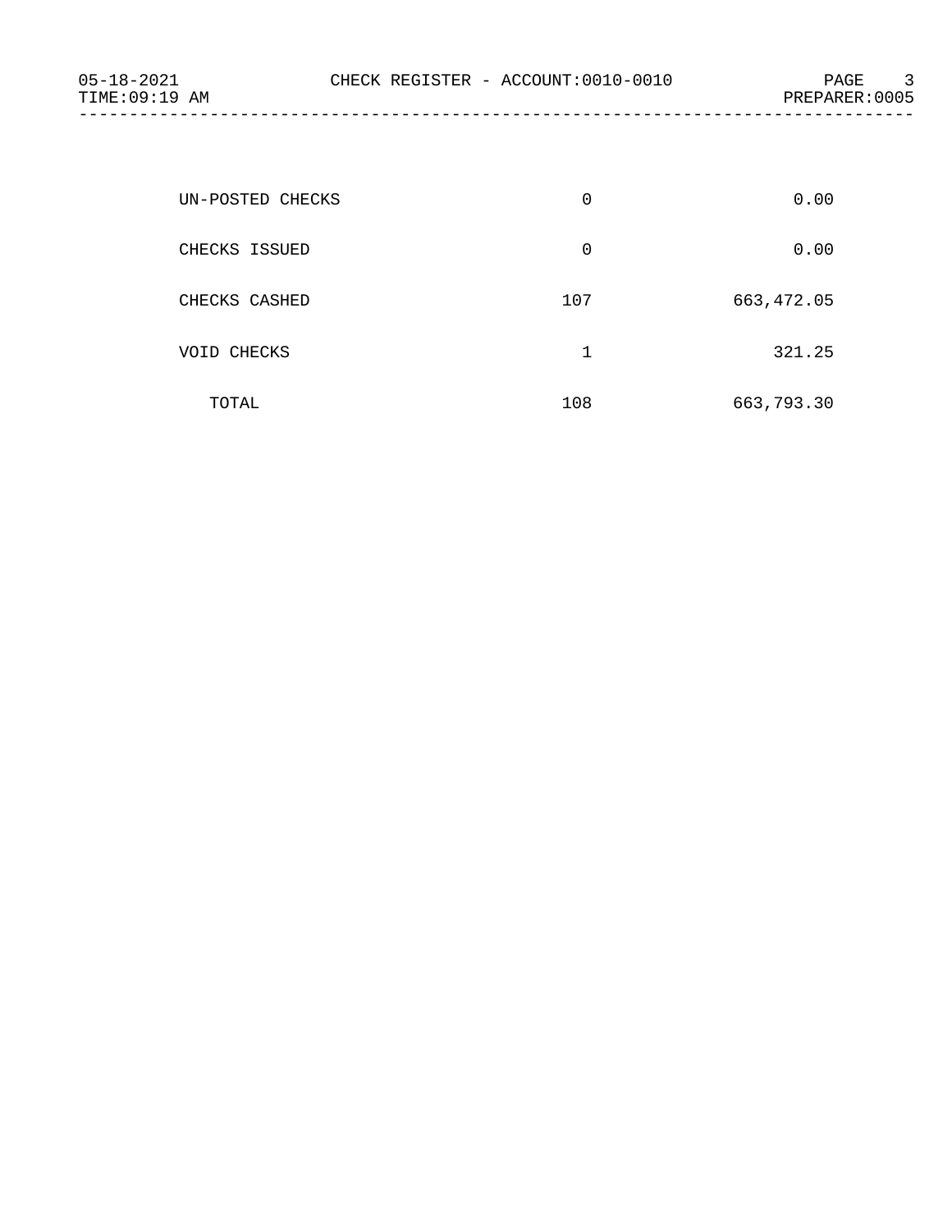| | | |
|---|---|---|
| UN-POSTED CHECKS | 0 | 0.00 |
| CHECKS ISSUED | 0 | 0.00 |
| CHECKS CASHED | 107 | 663,472.05 |
| VOID CHECKS | 1 | 321.25 |
| TOTAL | 108 | 663,793.30 |